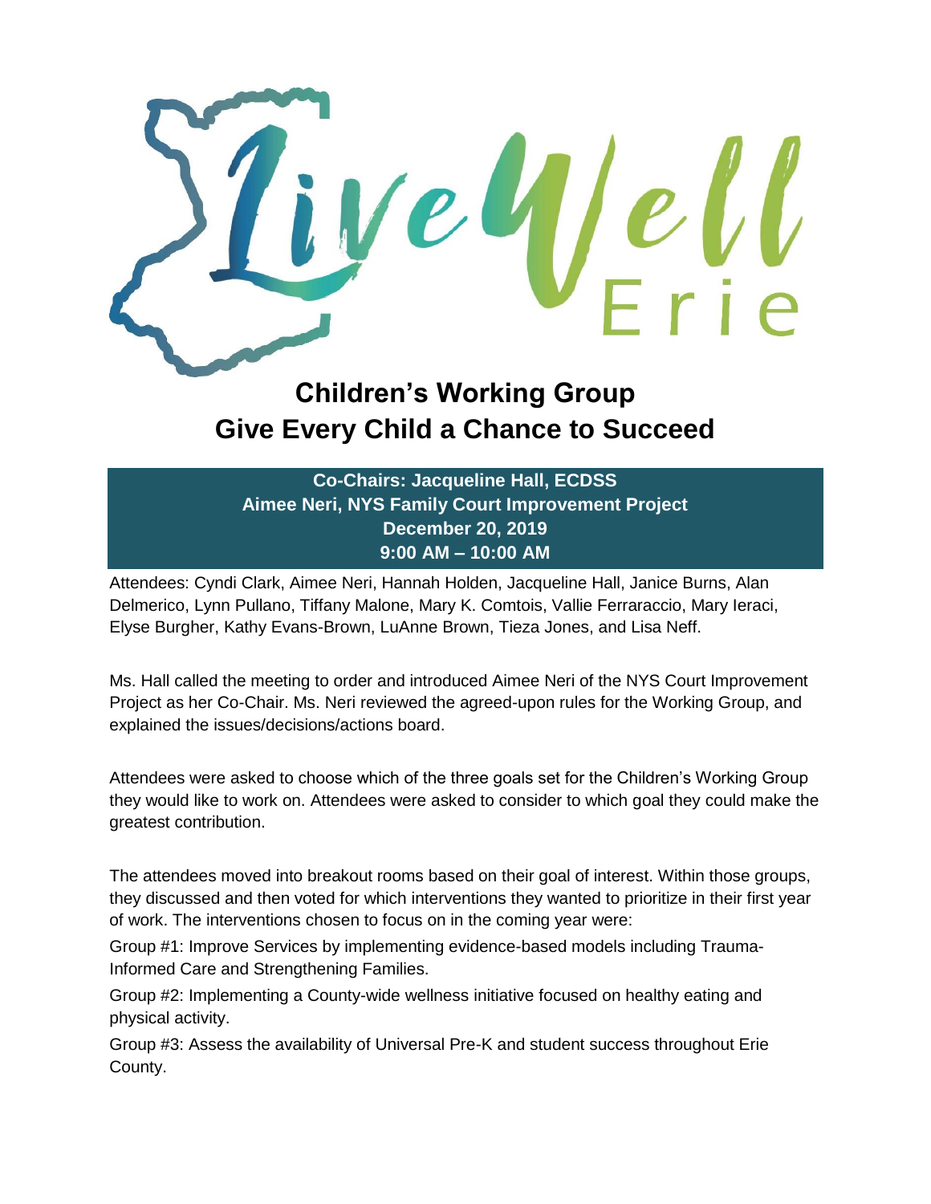# Live Well Erie

## Children's Working Group
## Give Every Child a Chance to Succeed

**Co-Chairs: Jacqueline Hall, ECDSS**
**Aimee Neri, NYS Family Court Improvement Project**
**December 20, 2019**
**9:00 AM – 10:00 AM**

Attendees: Cyndi Clark, Aimee Neri, Hannah Holden, Jacqueline Hall, Janice Burns, Alan Delmerico, Lynn Pullano, Tiffany Malone, Mary K. Comtois, Vallie Ferraraccio, Mary Ieraci, Elyse Burgher, Kathy Evans-Brown, LuAnne Brown, Tieza Jones, and Lisa Neff.

Ms. Hall called the meeting to order and introduced Aimee Neri of the NYS Court Improvement Project as her Co-Chair. Ms. Neri reviewed the agreed-upon rules for the Working Group, and explained the issues/decisions/actions board.

Attendees were asked to choose which of the three goals set for the Children's Working Group they would like to work on. Attendees were asked to consider to which goal they could make the greatest contribution.

The attendees moved into breakout rooms based on their goal of interest. Within those groups, they discussed and then voted for which interventions they wanted to prioritize in their first year of work. The interventions chosen to focus on in the coming year were:

Group #1: Improve Services by implementing evidence-based models including Trauma-Informed Care and Strengthening Families.

Group #2: Implementing a County-wide wellness initiative focused on healthy eating and physical activity.

Group #3: Assess the availability of Universal Pre-K and student success throughout Erie County.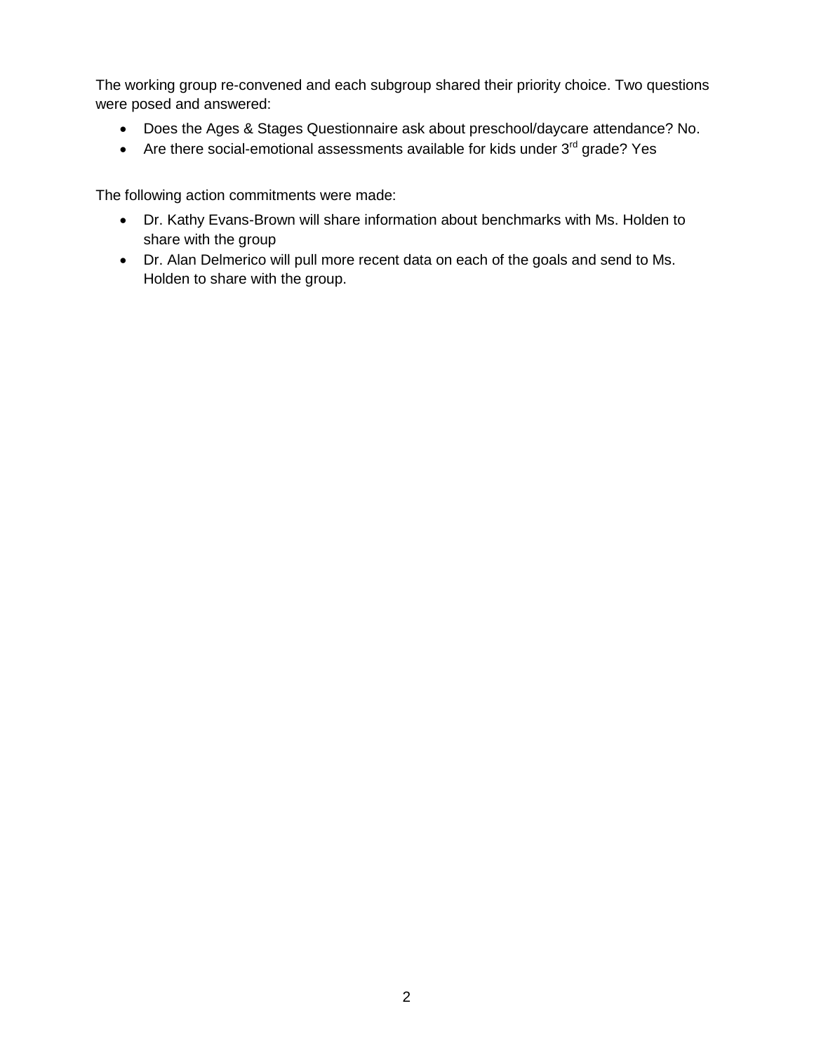The working group re-convened and each subgroup shared their priority choice. Two questions were posed and answered:

- Does the Ages & Stages Questionnaire ask about preschool/daycare attendance? No.
- Are there social-emotional assessments available for kids under 3rd grade? Yes

The following action commitments were made:

- Dr. Kathy Evans-Brown will share information about benchmarks with Ms. Holden to share with the group
- Dr. Alan Delmerico will pull more recent data on each of the goals and send to Ms. Holden to share with the group.